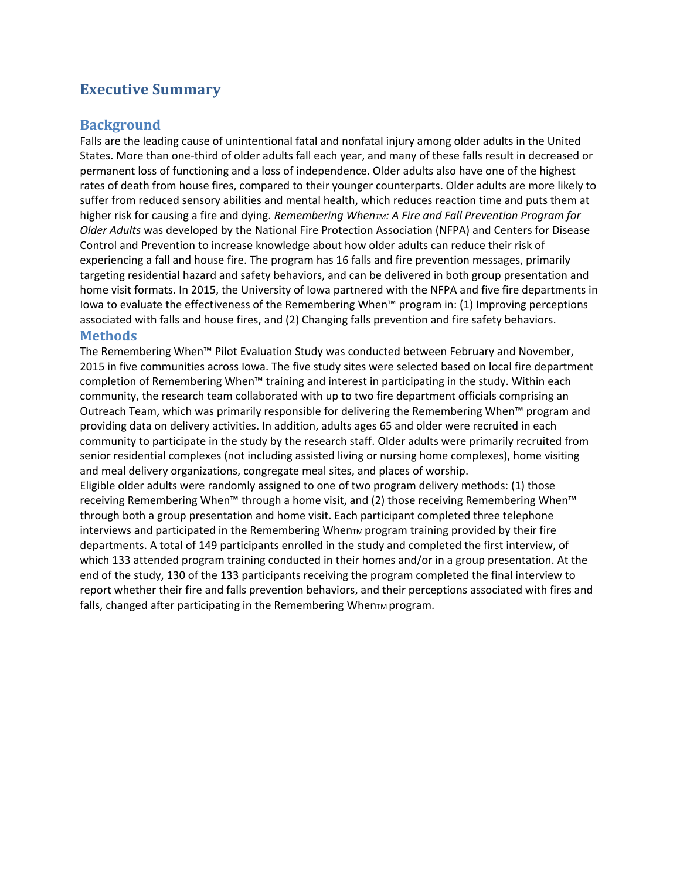# Executive Summary

## Background

Falls are the leading cause of unintentional fatal and nonfatal injury among older adults in the United States. More than one-third of older adults fall each year, and many of these falls result in decreased or permanent loss of functioning and a loss of independence. Older adults also have one of the highest rates of death from house fires, compared to their younger counterparts. Older adults are more likely to suffer from reduced sensory abilities and mental health, which reduces reaction time and puts them at higher risk for causing a fire and dying. *Remembering When™: A Fire and Fall Prevention Program for Older Adults* was developed by the National Fire Protection Association (NFPA) and Centers for Disease Control and Prevention to increase knowledge about how older adults can reduce their risk of experiencing a fall and house fire. The program has 16 falls and fire prevention messages, primarily targeting residential hazard and safety behaviors, and can be delivered in both group presentation and home visit formats. In 2015, the University of Iowa partnered with the NFPA and five fire departments in Iowa to evaluate the effectiveness of the Remembering When™ program in: (1) Improving perceptions associated with falls and house fires, and (2) Changing falls prevention and fire safety behaviors.

## Methods

The Remembering When™ Pilot Evaluation Study was conducted between February and November, 2015 in five communities across Iowa. The five study sites were selected based on local fire department completion of Remembering When™ training and interest in participating in the study. Within each community, the research team collaborated with up to two fire department officials comprising an Outreach Team, which was primarily responsible for delivering the Remembering When™ program and providing data on delivery activities. In addition, adults ages 65 and older were recruited in each community to participate in the study by the research staff. Older adults were primarily recruited from senior residential complexes (not including assisted living or nursing home complexes), home visiting and meal delivery organizations, congregate meal sites, and places of worship.

Eligible older adults were randomly assigned to one of two program delivery methods: (1) those receiving Remembering When™ through a home visit, and (2) those receiving Remembering When™ through both a group presentation and home visit. Each participant completed three telephone interviews and participated in the Remembering When™ program training provided by their fire departments. A total of 149 participants enrolled in the study and completed the first interview, of which 133 attended program training conducted in their homes and/or in a group presentation. At the end of the study, 130 of the 133 participants receiving the program completed the final interview to report whether their fire and falls prevention behaviors, and their perceptions associated with fires and falls, changed after participating in the Remembering When™ program.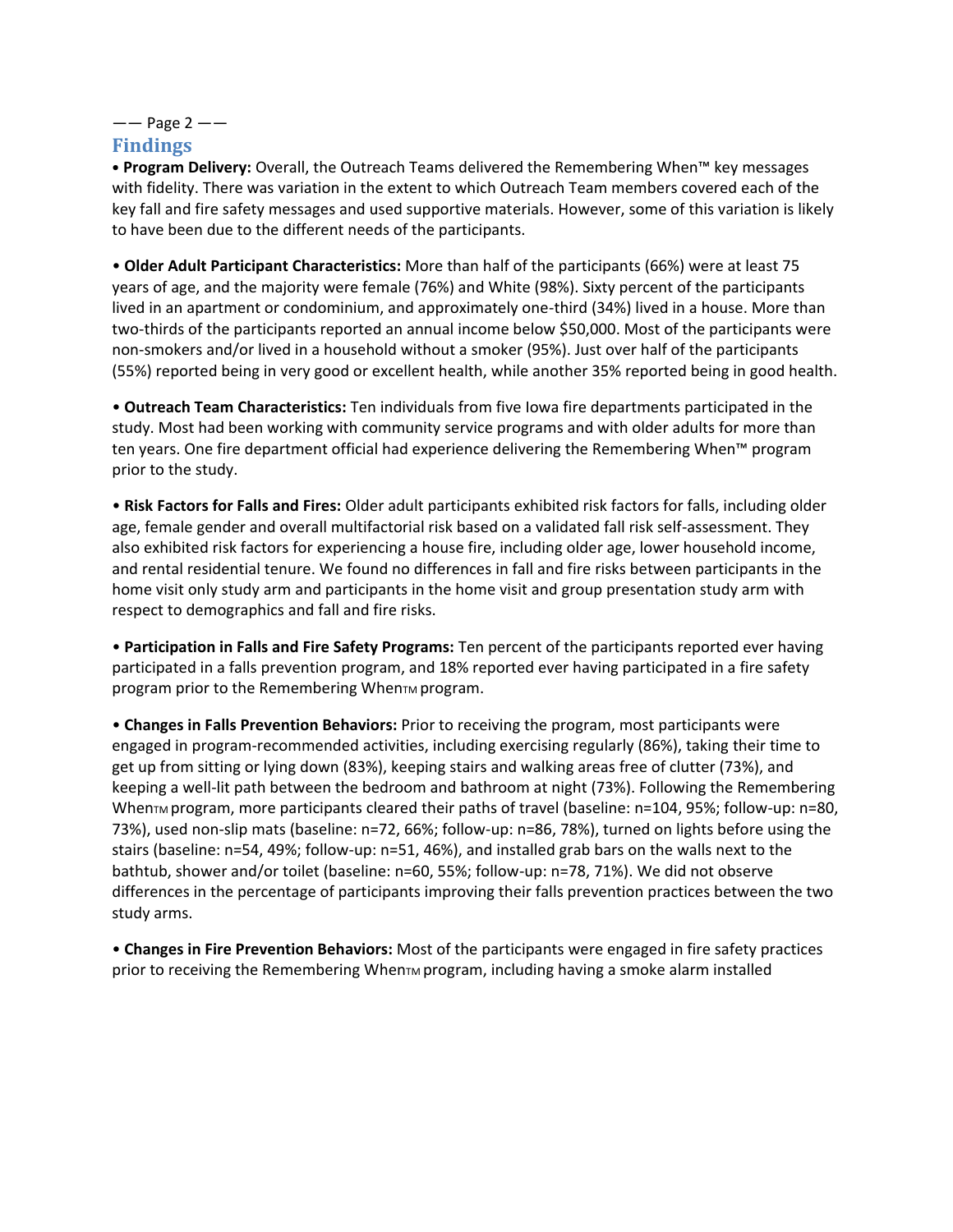## Findings

• **Program Delivery:** Overall, the Outreach Teams delivered the Remembering When™ key messages with fidelity. There was variation in the extent to which Outreach Team members covered each of the key fall and fire safety messages and used supportive materials. However, some of this variation is likely to have been due to the different needs of the participants.

• **Older Adult Participant Characteristics:** More than half of the participants (66%) were at least 75 years of age, and the majority were female (76%) and White (98%). Sixty percent of the participants lived in an apartment or condominium, and approximately one-third (34%) lived in a house. More than two-thirds of the participants reported an annual income below $50,000. Most of the participants were non-smokers and/or lived in a household without a smoker (95%). Just over half of the participants (55%) reported being in very good or excellent health, while another 35% reported being in good health.

• **Outreach Team Characteristics:** Ten individuals from five Iowa fire departments participated in the study. Most had been working with community service programs and with older adults for more than ten years. One fire department official had experience delivering the Remembering When™ program prior to the study.

• **Risk Factors for Falls and Fires:** Older adult participants exhibited risk factors for falls, including older age, female gender and overall multifactorial risk based on a validated fall risk self-assessment. They also exhibited risk factors for experiencing a house fire, including older age, lower household income, and rental residential tenure. We found no differences in fall and fire risks between participants in the home visit only study arm and participants in the home visit and group presentation study arm with respect to demographics and fall and fire risks.

• **Participation in Falls and Fire Safety Programs:** Ten percent of the participants reported ever having participated in a falls prevention program, and 18% reported ever having participated in a fire safety program prior to the Remembering When™ program.

• **Changes in Falls Prevention Behaviors:** Prior to receiving the program, most participants were engaged in program-recommended activities, including exercising regularly (86%), taking their time to get up from sitting or lying down (83%), keeping stairs and walking areas free of clutter (73%), and keeping a well-lit path between the bedroom and bathroom at night (73%). Following the Remembering When™ program, more participants cleared their paths of travel (baseline: n=104, 95%; follow-up: n=80, 73%), used non-slip mats (baseline: n=72, 66%; follow-up: n=86, 78%), turned on lights before using the stairs (baseline: n=54, 49%; follow-up: n=51, 46%), and installed grab bars on the walls next to the bathtub, shower and/or toilet (baseline: n=60, 55%; follow-up: n=78, 71%). We did not observe differences in the percentage of participants improving their falls prevention practices between the two study arms.

• **Changes in Fire Prevention Behaviors:** Most of the participants were engaged in fire safety practices prior to receiving the Remembering When™ program, including having a smoke alarm installed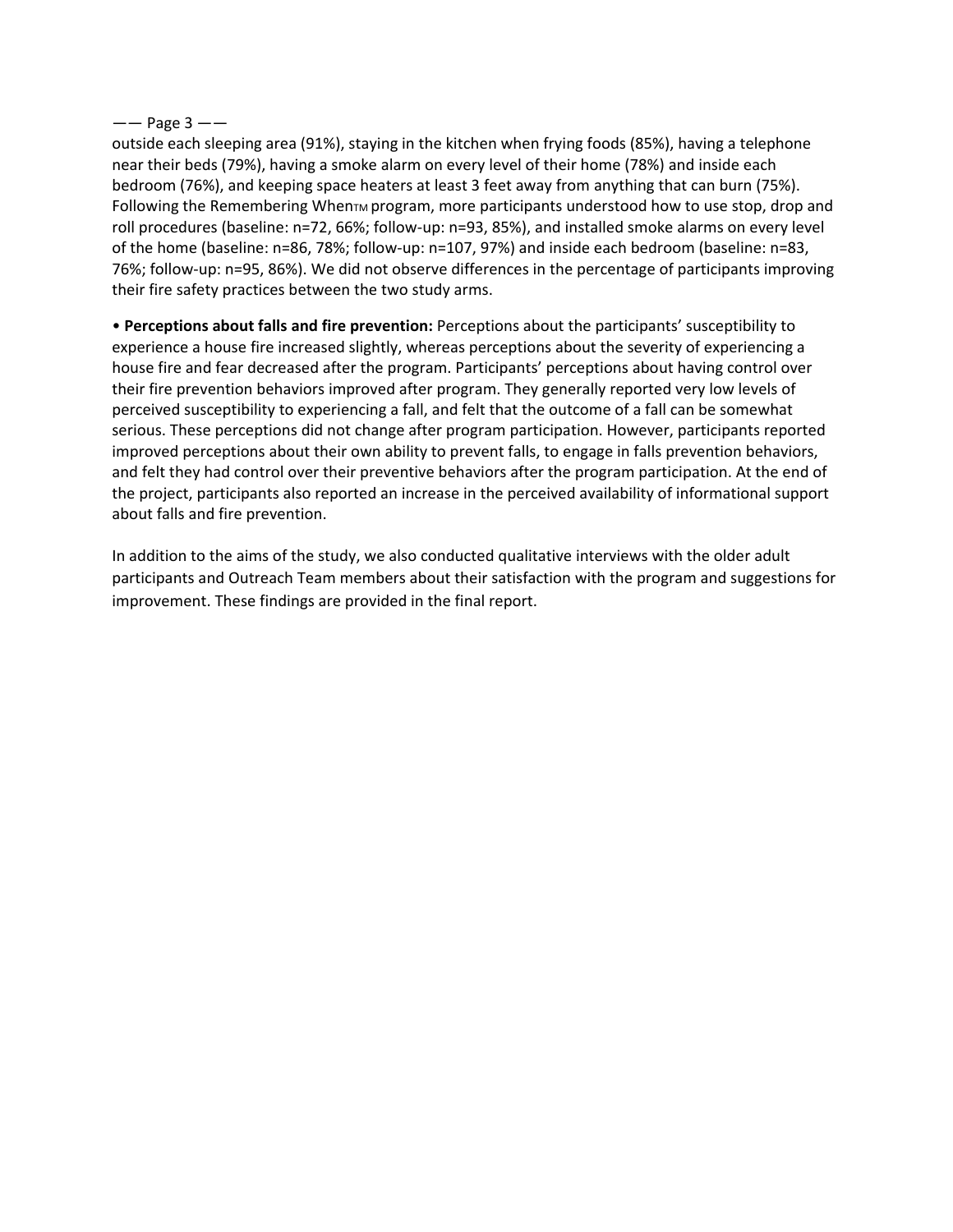outside each sleeping area (91%), staying in the kitchen when frying foods (85%), having a telephone near their beds (79%), having a smoke alarm on every level of their home (78%) and inside each bedroom (76%), and keeping space heaters at least 3 feet away from anything that can burn (75%). Following the Remembering When™ program, more participants understood how to use stop, drop and roll procedures (baseline: n=72, 66%; follow-up: n=93, 85%), and installed smoke alarms on every level of the home (baseline: n=86, 78%; follow-up: n=107, 97%) and inside each bedroom (baseline: n=83, 76%; follow-up: n=95, 86%). We did not observe differences in the percentage of participants improving their fire safety practices between the two study arms.

• **Perceptions about falls and fire prevention:** Perceptions about the participants' susceptibility to experience a house fire increased slightly, whereas perceptions about the severity of experiencing a house fire and fear decreased after the program. Participants' perceptions about having control over their fire prevention behaviors improved after program. They generally reported very low levels of perceived susceptibility to experiencing a fall, and felt that the outcome of a fall can be somewhat serious. These perceptions did not change after program participation. However, participants reported improved perceptions about their own ability to prevent falls, to engage in falls prevention behaviors, and felt they had control over their preventive behaviors after the program participation. At the end of the project, participants also reported an increase in the perceived availability of informational support about falls and fire prevention.

In addition to the aims of the study, we also conducted qualitative interviews with the older adult participants and Outreach Team members about their satisfaction with the program and suggestions for improvement. These findings are provided in the final report.